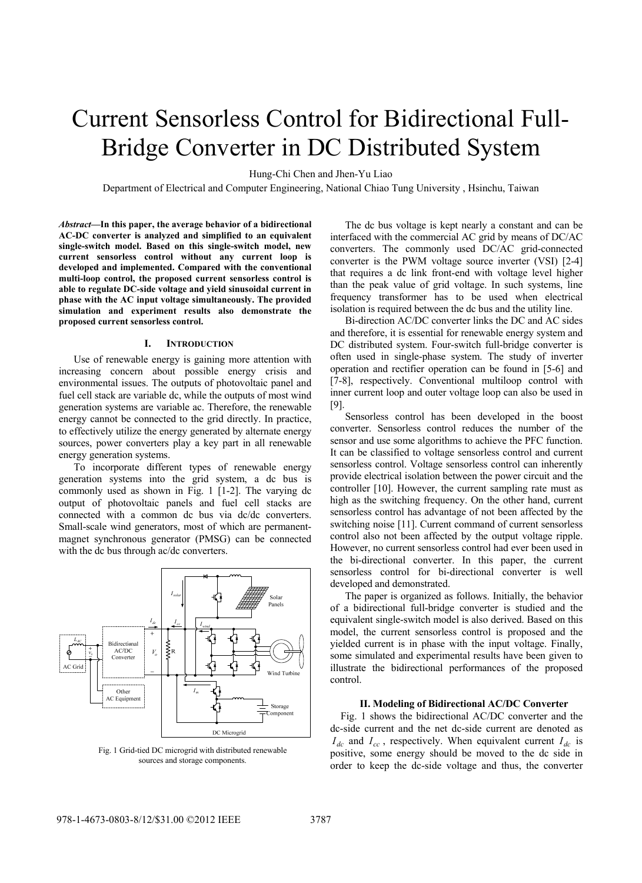# Current Sensorless Control for Bidirectional Full-Bridge Converter in DC Distributed System

Hung-Chi Chen and Jhen-Yu Liao

Department of Electrical and Computer Engineering, National Chiao Tung University , Hsinchu, Taiwan

***Abstract*—In this paper, the average behavior of a bidirectional AC-DC converter is analyzed and simplified to an equivalent single-switch model. Based on this single-switch model, new current sensorless control without any current loop is developed and implemented. Compared with the conventional multi-loop control, the proposed current sensorless control is able to regulate DC-side voltage and yield sinusoidal current in phase with the AC input voltage simultaneously. The provided simulation and experiment results also demonstrate the proposed current sensorless control.**

## I. Introduction

Use of renewable energy is gaining more attention with increasing concern about possible energy crisis and environmental issues. The outputs of photovoltaic panel and fuel cell stack are variable dc, while the outputs of most wind generation systems are variable ac. Therefore, the renewable energy cannot be connected to the grid directly. In practice, to effectively utilize the energy generated by alternate energy sources, power converters play a key part in all renewable energy generation systems.

To incorporate different types of renewable energy generation systems into the grid system, a dc bus is commonly used as shown in Fig. 1 [1-2]. The varying dc output of photovoltaic panels and fuel cell stacks are connected with a common dc bus via dc/dc converters. Small-scale wind generators, most of which are permanent-magnet synchronous generator (PMSG) can be connected with the dc bus through ac/dc converters.

$L_{AC}$

$v_s$

AC Grid

Bidirectional AC/DC Converter

Other AC Equipment

$I_{dc}$

$I_{cc}$

$V_o$

R

$I_{solar}$

Solar Panels

$I_{wind}$

Wind Turbine

$I_{st}$

Storage Component

DC Microgrid

Fig. 1 Grid-tied DC microgrid with distributed renewable sources and storage components.

The dc bus voltage is kept nearly a constant and can be interfaced with the commercial AC grid by means of DC/AC converters. The commonly used DC/AC grid-connected converter is the PWM voltage source inverter (VSI) [2-4] that requires a dc link front-end with voltage level higher than the peak value of grid voltage. In such systems, line frequency transformer has to be used when electrical isolation is required between the dc bus and the utility line.

Bi-direction AC/DC converter links the DC and AC sides and therefore, it is essential for renewable energy system and DC distributed system. Four-switch full-bridge converter is often used in single-phase system. The study of inverter operation and rectifier operation can be found in [5-6] and [7-8], respectively. Conventional multiloop control with inner current loop and outer voltage loop can also be used in [9].

Sensorless control has been developed in the boost converter. Sensorless control reduces the number of the sensor and use some algorithms to achieve the PFC function. It can be classified to voltage sensorless control and current sensorless control. Voltage sensorless control can inherently provide electrical isolation between the power circuit and the controller [10]. However, the current sampling rate must as high as the switching frequency. On the other hand, current sensorless control has advantage of not been affected by the switching noise [11]. Current command of current sensorless control also not been affected by the output voltage ripple. However, no current sensorless control had ever been used in the bi-directional converter. In this paper, the current sensorless control for bi-directional converter is well developed and demonstrated.

The paper is organized as follows. Initially, the behavior of a bidirectional full-bridge converter is studied and the equivalent single-switch model is also derived. Based on this model, the current sensorless control is proposed and the yielded current is in phase with the input voltage. Finally, some simulated and experimental results have been given to illustrate the bidirectional performances of the proposed control.

## II. Modeling of Bidirectional AC/DC Converter

Fig. 1 shows the bidirectional AC/DC converter and the dc-side current and the net dc-side current are denoted as $I_{dc}$ and $I_{cc}$, respectively. When equivalent current $I_{dc}$ is positive, some energy should be moved to the dc side in order to keep the dc-side voltage and thus, the converter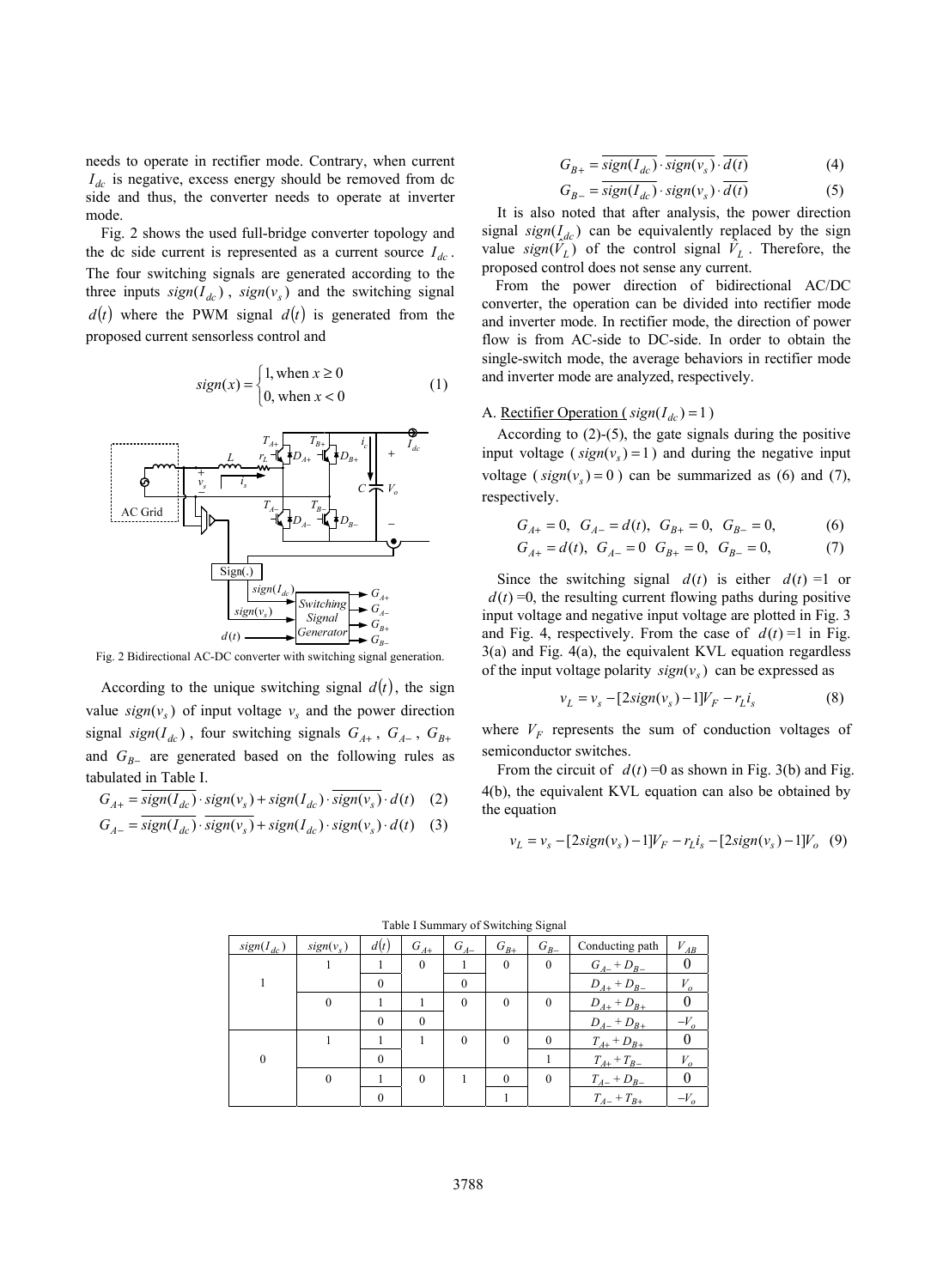needs to operate in rectifier mode. Contrary, when current $I_{dc}$ is negative, excess energy should be removed from dc side and thus, the converter needs to operate at inverter mode.

Fig. 2 shows the used full-bridge converter topology and the dc side current is represented as a current source $I_{dc}$. The four switching signals are generated according to the three inputs $sign(I_{dc})$, $sign(v_s)$ and the switching signal $d(t)$ where the PWM signal $d(t)$ is generated from the proposed current sensorless control and

$$sign(x) = \begin{cases} 1, \text{when } x \geq 0 \\ 0, \text{when } x < 0 \end{cases} \tag{1}$$

Fig. 2 Bidirectional AC-DC converter with switching signal generation.

According to the unique switching signal $d(t)$, the sign value $sign(v_s)$ of input voltage $v_s$ and the power direction signal $sign(I_{dc})$, four switching signals $G_{A+}$, $G_{A-}$, $G_{B+}$ and $G_{B-}$ are generated based on the following rules as tabulated in Table I.

$$G_{A+} = \overline{sign(I_{dc})} \cdot sign(v_s) + sign(I_{dc}) \cdot \overline{sign(v_s)} \cdot d(t) \tag{2}$$

$$G_{A-} = \overline{sign(I_{dc})} \cdot \overline{sign(v_s)} + sign(I_{dc}) \cdot sign(v_s) \cdot d(t) \tag{3}$$

$$G_{B+} = \overline{sign(I_{dc})} \cdot \overline{sign(v_s)} \cdot \overline{d(t)} \tag{4}$$

$$G_{B-} = \overline{sign(I_{dc})} \cdot sign(v_s) \cdot \overline{d(t)} \tag{5}$$

It is also noted that after analysis, the power direction signal $sign(I_{dc})$ can be equivalently replaced by the sign value $sign(\hat{V}_L)$ of the control signal $\hat{V}_L$. Therefore, the proposed control does not sense any current.

From the power direction of bidirectional AC/DC converter, the operation can be divided into rectifier mode and inverter mode. In rectifier mode, the direction of power flow is from AC-side to DC-side. In order to obtain the single-switch mode, the average behaviors in rectifier mode and inverter mode are analyzed, respectively.

A. Rectifier Operation ( $sign(I_{dc}) = 1$ )

According to (2)-(5), the gate signals during the positive input voltage ( $sign(v_s) = 1$ ) and during the negative input voltage ( $sign(v_s) = 0$ ) can be summarized as (6) and (7), respectively.

$$G_{A+} = 0,\ G_{A-} = d(t),\ G_{B+} = 0,\ G_{B-} = 0, \tag{6}$$

$$G_{A+} = d(t),\ G_{A-} = 0\ \ G_{B+} = 0,\ G_{B-} = 0, \tag{7}$$

Since the switching signal $d(t)$ is either $d(t)$ =1 or $d(t)$ =0, the resulting current flowing paths during positive input voltage and negative input voltage are plotted in Fig. 3 and Fig. 4, respectively. From the case of $d(t)$ =1 in Fig. 3(a) and Fig. 4(a), the equivalent KVL equation regardless of the input voltage polarity $sign(v_s)$ can be expressed as

$$v_L = v_s - [2sign(v_s) - 1]V_F - r_L i_s \tag{8}$$

where $V_F$ represents the sum of conduction voltages of semiconductor switches.

From the circuit of $d(t)$ =0 as shown in Fig. 3(b) and Fig. 4(b), the equivalent KVL equation can also be obtained by the equation

$$v_L = v_s - [2sign(v_s) - 1]V_F - r_L i_s - [2sign(v_s) - 1]V_o \tag{9}$$

Table I Summary of Switching Signal

| $sign(I_{dc})$ | $sign(v_s)$ | $d(t)$ | $G_{A+}$ | $G_{A-}$ | $G_{B+}$ | $G_{B-}$ | Conducting path | $V_{AB}$ |
|---|---|---|---|---|---|---|---|---|
| 1 | 1 | 1 | 0 | 1 | 0 | 0 | $G_{A-} + D_{B-}$ | 0 |
| | | 0 | | 0 | | | $D_{A+} + D_{B-}$ | $V_o$ |
| | 0 | 1 | 1 | 0 | 0 | 0 | $D_{A+} + D_{B+}$ | 0 |
| | | 0 | 0 | | | | $D_{A-} + D_{B+}$ | $-V_o$ |
| 0 | 1 | 1 | 1 | 0 | 0 | 0 | $T_{A+} + D_{B+}$ | 0 |
| | | 0 | | | | 1 | $T_{A+} + T_{B-}$ | $V_o$ |
| | 0 | 1 | 0 | 1 | 0 | 0 | $T_{A-} + D_{B-}$ | 0 |
| | | 0 | | | 1 | | $T_{A-} + T_{B+}$ | $-V_o$ |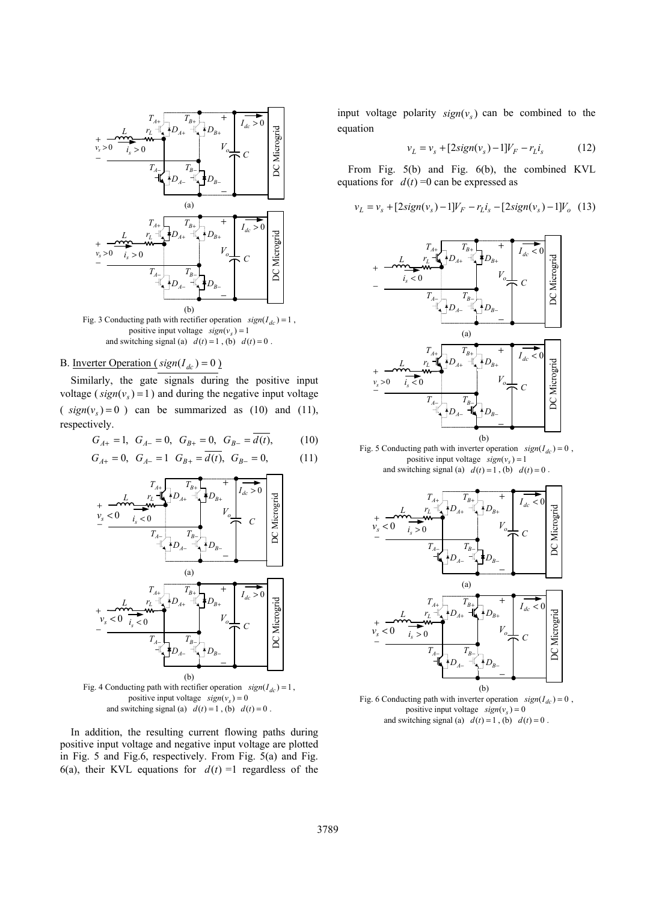Fig. 3 Conducting path with rectifier operation $sign(I_{dc})=1$, positive input voltage $sign(v_s)=1$ and switching signal (a) $d(t)=1$, (b) $d(t)=0$.

B. Inverter Operation ( $sign(I_{dc})=0$ )

Similarly, the gate signals during the positive input voltage ( $sign(v_s)=1$ ) and during the negative input voltage ( $sign(v_s)=0$ ) can be summarized as (10) and (11), respectively.

$$G_{A+}=1,\ G_{A-}=0,\ G_{B+}=0,\ G_{B-}=\overline{d(t)}, \tag{10}$$

$$G_{A+}=0,\ G_{A-}=1\ \ G_{B+}=\overline{d(t)},\ G_{B-}=0, \tag{11}$$

Fig. 4 Conducting path with rectifier operation $sign(I_{dc})=1$, positive input voltage $sign(v_s)=0$ and switching signal (a) $d(t)=1$, (b) $d(t)=0$.

In addition, the resulting current flowing paths during positive input voltage and negative input voltage are plotted in Fig. 5 and Fig.6, respectively. From Fig. 5(a) and Fig. 6(a), their KVL equations for $d(t)$ =1 regardless of the input voltage polarity $sign(v_s)$ can be combined to the equation

$$v_L = v_s + [2sign(v_s)-1]V_F - r_L i_s \tag{12}$$

From Fig. 5(b) and Fig. 6(b), the combined KVL equations for $d(t)$ =0 can be expressed as

$$v_L = v_s + [2sign(v_s)-1]V_F - r_L i_s - [2sign(v_s)-1]V_o \tag{13}$$

Fig. 5 Conducting path with inverter operation $sign(I_{dc})=0$, positive input voltage $sign(v_s)=1$ and switching signal (a) $d(t)=1$, (b) $d(t)=0$.

Fig. 6 Conducting path with inverter operation $sign(I_{dc})=0$, positive input voltage $sign(v_s)=0$ and switching signal (a) $d(t)=1$, (b) $d(t)=0$.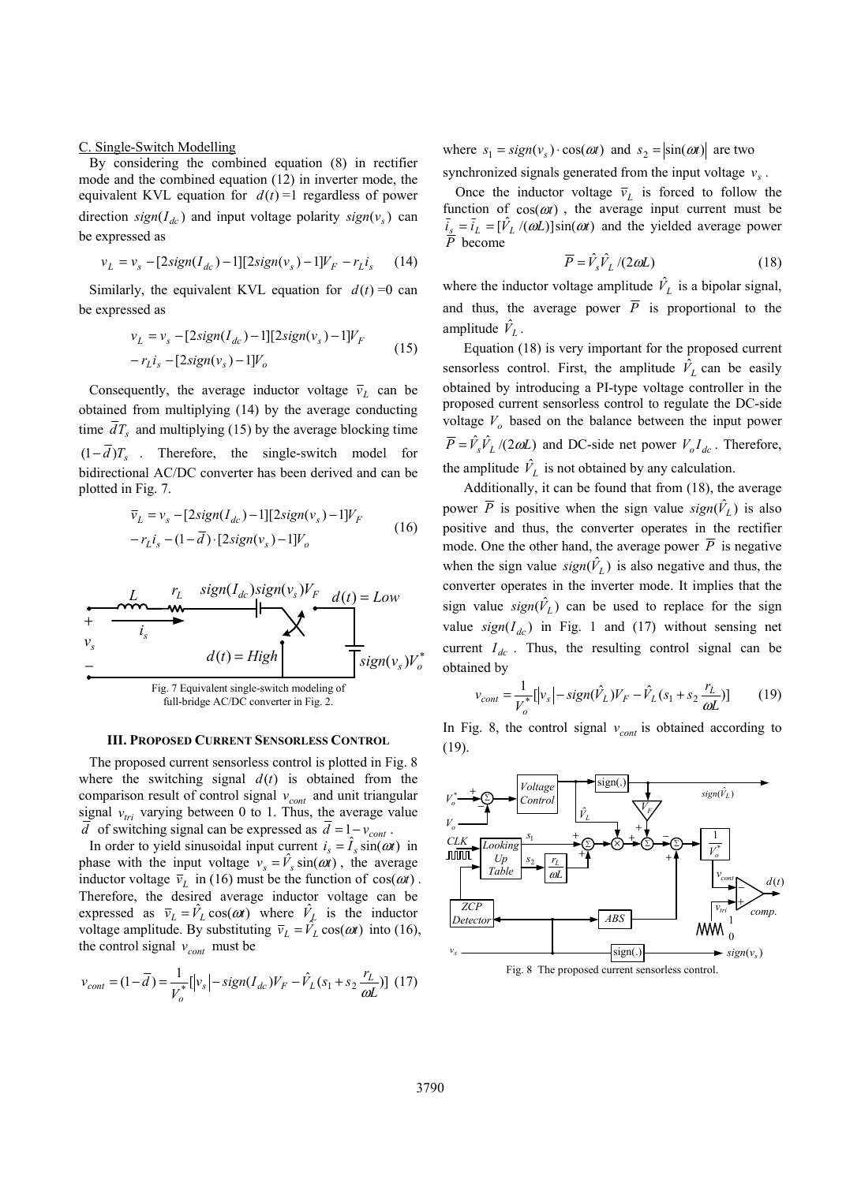C. Single-Switch Modelling

By considering the combined equation (8) in rectifier mode and the combined equation (12) in inverter mode, the equivalent KVL equation for $d(t)=1$ regardless of power direction $sign(I_{dc})$ and input voltage polarity $sign(v_s)$ can be expressed as

$$v_L = v_s - [2sign(I_{dc})-1][2sign(v_s)-1]V_F - r_L i_s \quad (14)$$

Similarly, the equivalent KVL equation for $d(t)=0$ can be expressed as

$$v_L = v_s - [2sign(I_{dc})-1][2sign(v_s)-1]V_F - r_L i_s - [2sign(v_s)-1]V_o \quad (15)$$

Consequently, the average inductor voltage $\bar{v}_L$ can be obtained from multiplying (14) by the average conducting time $\bar{d}T_s$ and multiplying (15) by the average blocking time $(1-\bar{d})T_s$. Therefore, the single-switch model for bidirectional AC/DC converter has been derived and can be plotted in Fig. 7.

$$\bar{v}_L = v_s - [2sign(I_{dc})-1][2sign(v_s)-1]V_F - r_L i_s - (1-\bar{d})\cdot[2sign(v_s)-1]V_o \quad (16)$$

Fig. 7 Equivalent single-switch modeling of full-bridge AC/DC converter in Fig. 2.

### III. Proposed Current Sensorless Control

The proposed current sensorless control is plotted in Fig. 8 where the switching signal $d(t)$ is obtained from the comparison result of control signal $v_{cont}$ and unit triangular signal $v_{tri}$ varying between 0 to 1. Thus, the average value $\bar{d}$ of switching signal can be expressed as $\bar{d}=1-v_{cont}$.

In order to yield sinusoidal input current $i_s=\hat{I}_s\sin(\omega t)$ in phase with the input voltage $v_s=\hat{V}_s\sin(\omega t)$, the average inductor voltage $\bar{v}_L$ in (16) must be the function of $\cos(\omega t)$. Therefore, the desired average inductor voltage can be expressed as $\bar{v}_L=\hat{V}_L\cos(\omega t)$ where $\hat{V}_L$ is the inductor voltage amplitude. By substituting $\bar{v}_L=\hat{V}_L\cos(\omega t)$ into (16), the control signal $v_{cont}$ must be

$$v_{cont}=(1-\bar{d})=\frac{1}{V_o^*}[|v_s|-sign(I_{dc})V_F-\hat{V}_L(s_1+s_2\frac{r_L}{\omega L})] \quad (17)$$

where $s_1=sign(v_s)\cdot\cos(\omega t)$ and $s_2=|\sin(\omega t)|$ are two synchronized signals generated from the input voltage $v_s$.

Once the inductor voltage $\bar{v}_L$ is forced to follow the function of $\cos(\omega t)$, the average input current must be $\bar{i}_s=\bar{i}_L=[\hat{V}_L/(\omega L)]\sin(\omega t)$ and the yielded average power $\bar{P}$ become

$$\bar{P}=\hat{V}_s\hat{V}_L/(2\omega L) \quad (18)$$

where the inductor voltage amplitude $\hat{V}_L$ is a bipolar signal, and thus, the average power $\bar{P}$ is proportional to the amplitude $\hat{V}_L$.

Equation (18) is very important for the proposed current sensorless control. First, the amplitude $\hat{V}_L$ can be easily obtained by introducing a PI-type voltage controller in the proposed current sensorless control to regulate the DC-side voltage $V_o$ based on the balance between the input power $\bar{P}=\hat{V}_s\hat{V}_L/(2\omega L)$ and DC-side net power $V_oI_{dc}$. Therefore, the amplitude $\hat{V}_L$ is not obtained by any calculation.

Additionally, it can be found that from (18), the average power $\bar{P}$ is positive when the sign value $sign(\hat{V}_L)$ is also positive and thus, the converter operates in the rectifier mode. One the other hand, the average power $\bar{P}$ is negative when the sign value $sign(\hat{V}_L)$ is also negative and thus, the converter operates in the inverter mode. It implies that the sign value $sign(\hat{V}_L)$ can be used to replace for the sign value $sign(I_{dc})$ in Fig. 1 and (17) without sensing net current $I_{dc}$. Thus, the resulting control signal can be obtained by

$$v_{cont}=\frac{1}{V_o^*}[|v_s|-sign(\hat{V}_L)V_F-\hat{V}_L(s_1+s_2\frac{r_L}{\omega L})] \quad (19)$$

In Fig. 8, the control signal $v_{cont}$ is obtained according to (19).

Fig. 8 The proposed current sensorless control.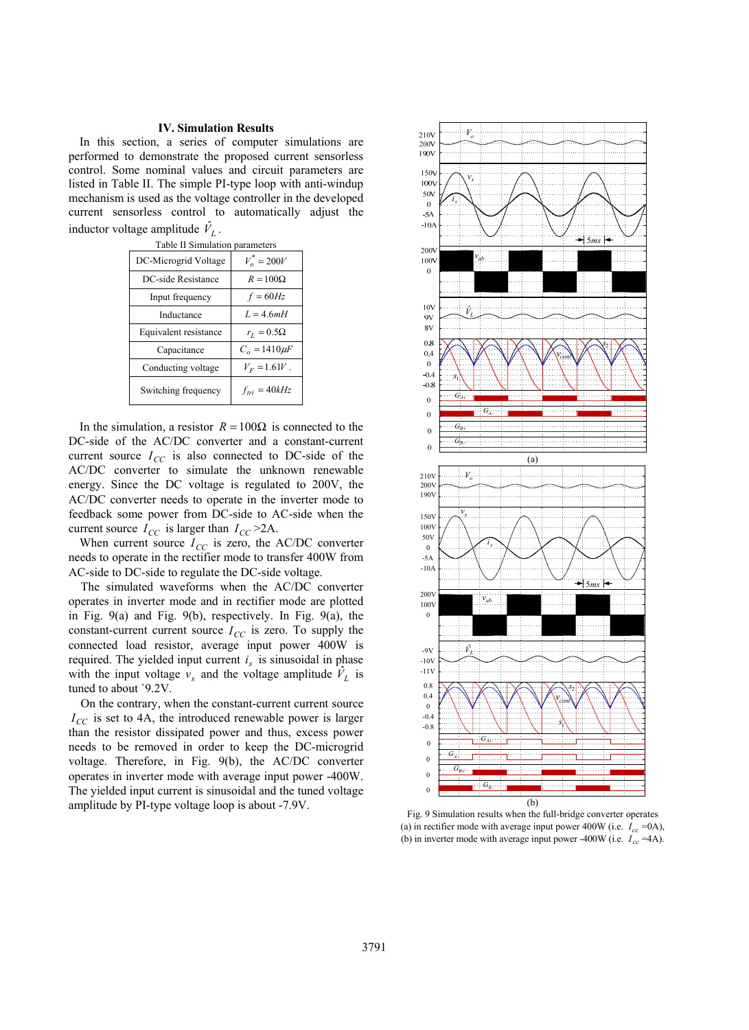## IV. Simulation Results

In this section, a series of computer simulations are performed to demonstrate the proposed current sensorless control. Some nominal values and circuit parameters are listed in Table II. The simple PI-type loop with anti-windup mechanism is used as the voltage controller in the developed current sensorless control to automatically adjust the inductor voltage amplitude $\hat{V}_L$.

Table II Simulation parameters

| | |
|---|---|
| DC-Microgrid Voltage | $V_o^* = 200V$ |
| DC-side Resistance | $R = 100\Omega$ |
| Input frequency | $f = 60Hz$ |
| Inductance | $L = 4.6mH$ |
| Equivalent resistance | $r_L = 0.5\Omega$ |
| Capacitance | $C_o = 1410\mu F$ |
| Conducting voltage | $V_F = 1.61V$ . |
| Switching frequency | $f_{tri} = 40kHz$ |

In the simulation, a resistor $R = 100\Omega$ is connected to the DC-side of the AC/DC converter and a constant-current current source $I_{CC}$ is also connected to DC-side of the AC/DC converter to simulate the unknown renewable energy. Since the DC voltage is regulated to 200V, the AC/DC converter needs to operate in the inverter mode to feedback some power from DC-side to AC-side when the current source $I_{CC}$ is larger than $I_{CC}$ >2A.

When current source $I_{CC}$ is zero, the AC/DC converter needs to operate in the rectifier mode to transfer 400W from AC-side to DC-side to regulate the DC-side voltage.

The simulated waveforms when the AC/DC converter operates in inverter mode and in rectifier mode are plotted in Fig. 9(a) and Fig. 9(b), respectively. In Fig. 9(a), the constant-current current source $I_{CC}$ is zero. To supply the connected load resistor, average input power 400W is required. The yielded input current $i_s$ is sinusoidal in phase with the input voltage $v_s$ and the voltage amplitude $\hat{V}_L$ is tuned to about `9.2V.

On the contrary, when the constant-current current source $I_{CC}$ is set to 4A, the introduced renewable power is larger than the resistor dissipated power and thus, excess power needs to be removed in order to keep the DC-microgrid voltage. Therefore, in Fig. 9(b), the AC/DC converter operates in inverter mode with average input power -400W. The yielded input current is sinusoidal and the tuned voltage amplitude by PI-type voltage loop is about -7.9V.

Fig. 9 Simulation results when the full-bridge converter operates (a) in rectifier mode with average input power 400W (i.e. $I_{cc}$ =0A), (b) in inverter mode with average input power -400W (i.e. $I_{cc}$ =4A).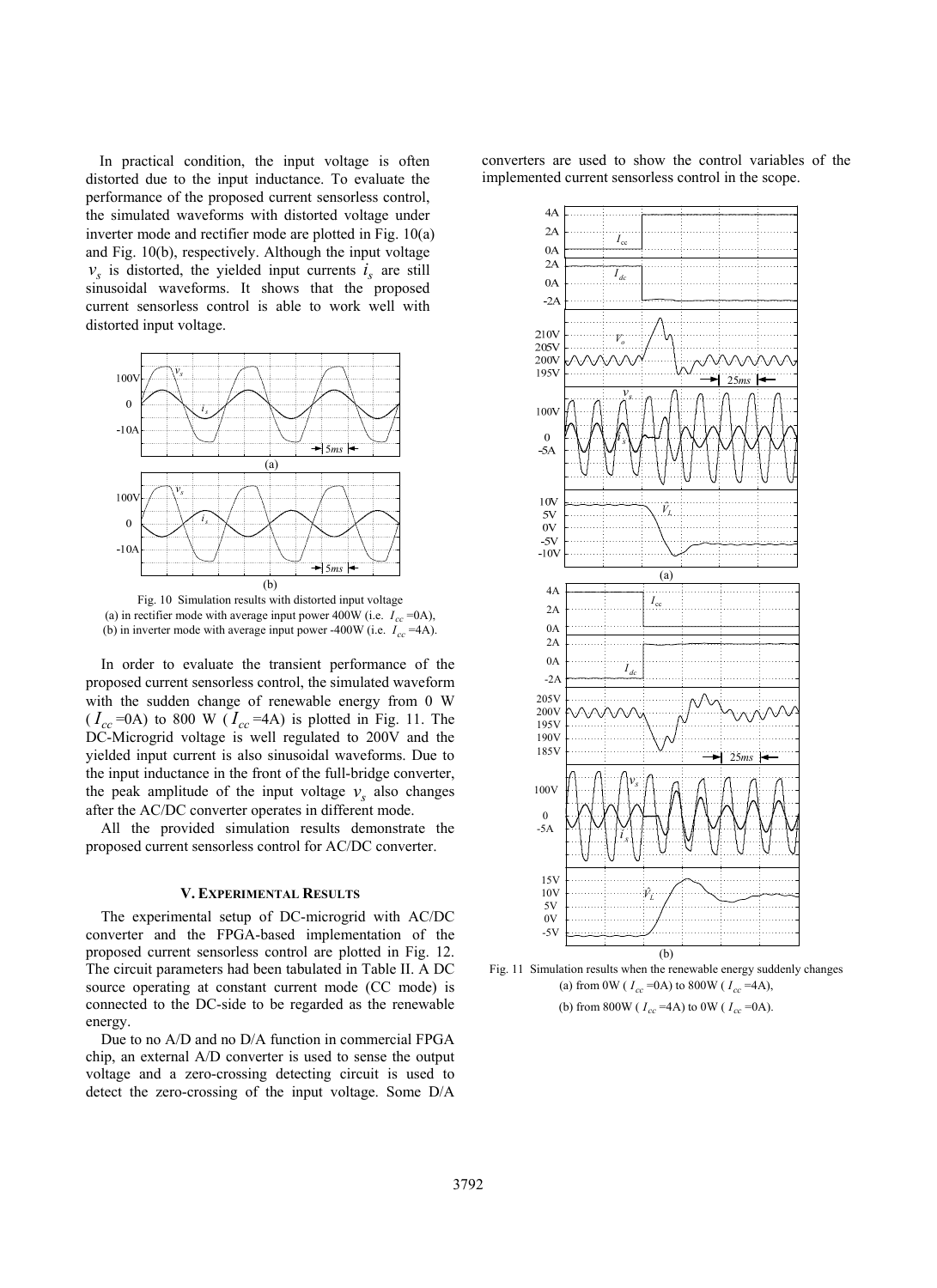In practical condition, the input voltage is often distorted due to the input inductance. To evaluate the performance of the proposed current sensorless control, the simulated waveforms with distorted voltage under inverter mode and rectifier mode are plotted in Fig. 10(a) and Fig. 10(b), respectively. Although the input voltage $v_s$ is distorted, the yielded input currents $i_s$ are still sinusoidal waveforms. It shows that the proposed current sensorless control is able to work well with distorted input voltage.

Fig. 10 Simulation results with distorted input voltage
(a) in rectifier mode with average input power 400W (i.e. $I_{cc}$ =0A),
(b) in inverter mode with average input power -400W (i.e. $I_{cc}$ =4A).

In order to evaluate the transient performance of the proposed current sensorless control, the simulated waveform with the sudden change of renewable energy from 0 W ($I_{cc}$ =0A) to 800 W ($I_{cc}$ =4A) is plotted in Fig. 11. The DC-Microgrid voltage is well regulated to 200V and the yielded input current is also sinusoidal waveforms. Due to the input inductance in the front of the full-bridge converter, the peak amplitude of the input voltage $v_s$ also changes after the AC/DC converter operates in different mode.

All the provided simulation results demonstrate the proposed current sensorless control for AC/DC converter.

## V. Experimental Results

The experimental setup of DC-microgrid with AC/DC converter and the FPGA-based implementation of the proposed current sensorless control are plotted in Fig. 12. The circuit parameters had been tabulated in Table II. A DC source operating at constant current mode (CC mode) is connected to the DC-side to be regarded as the renewable energy.

Due to no A/D and no D/A function in commercial FPGA chip, an external A/D converter is used to sense the output voltage and a zero-crossing detecting circuit is used to detect the zero-crossing of the input voltage. Some D/A converters are used to show the control variables of the implemented current sensorless control in the scope.

Fig. 11 Simulation results when the renewable energy suddenly changes
(a) from 0W ($I_{cc}$ =0A) to 800W ($I_{cc}$ =4A),
(b) from 800W ($I_{cc}$ =4A) to 0W ($I_{cc}$ =0A).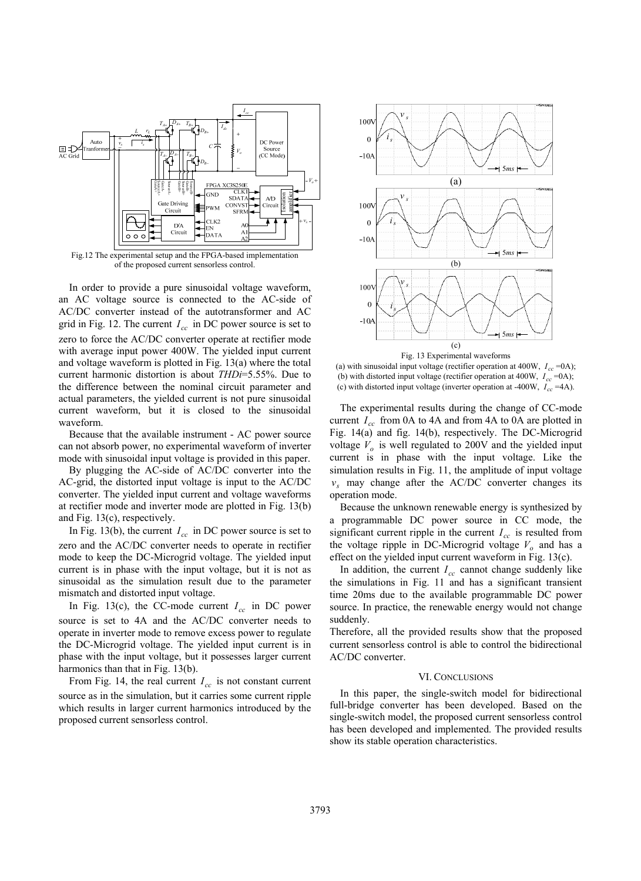Fig.12 The experimental setup and the FPGA-based implementation of the proposed current sensorless control.

In order to provide a pure sinusoidal voltage waveform, an AC voltage source is connected to the AC-side of AC/DC converter instead of the autotransformer and AC grid in Fig. 12. The current $I_{cc}$ in DC power source is set to zero to force the AC/DC converter operate at rectifier mode with average input power 400W. The yielded input current and voltage waveform is plotted in Fig. 13(a) where the total current harmonic distortion is about *THDi*=5.55%. Due to the difference between the nominal circuit parameter and actual parameters, the yielded current is not pure sinusoidal current waveform, but it is closed to the sinusoidal waveform.

Because that the available instrument - AC power source can not absorb power, no experimental waveform of inverter mode with sinusoidal input voltage is provided in this paper.

By plugging the AC-side of AC/DC converter into the AC-grid, the distorted input voltage is input to the AC/DC converter. The yielded input current and voltage waveforms at rectifier mode and inverter mode are plotted in Fig. 13(b) and Fig. 13(c), respectively.

In Fig. 13(b), the current $I_{cc}$ in DC power source is set to zero and the AC/DC converter needs to operate in rectifier mode to keep the DC-Microgrid voltage. The yielded input current is in phase with the input voltage, but it is not as sinusoidal as the simulation result due to the parameter mismatch and distorted input voltage.

In Fig. 13(c), the CC-mode current $I_{cc}$ in DC power source is set to 4A and the AC/DC converter needs to operate in inverter mode to remove excess power to regulate the DC-Microgrid voltage. The yielded input current is in phase with the input voltage, but it possesses larger current harmonics than that in Fig. 13(b).

From Fig. 14, the real current $I_{cc}$ is not constant current source as in the simulation, but it carries some current ripple which results in larger current harmonics introduced by the proposed current sensorless control.

Fig. 13 Experimental waveforms
(a) with sinusoidal input voltage (rectifier operation at 400W, $I_{cc}$ =0A);
(b) with distorted input voltage (rectifier operation at 400W, $I_{cc}$ =0A);
(c) with distorted input voltage (inverter operation at -400W, $I_{cc}$ =4A).

The experimental results during the change of CC-mode current $I_{cc}$ from 0A to 4A and from 4A to 0A are plotted in Fig. 14(a) and fig. 14(b), respectively. The DC-Microgrid voltage $V_o$ is well regulated to 200V and the yielded input current is in phase with the input voltage. Like the simulation results in Fig. 11, the amplitude of input voltage $v_s$ may change after the AC/DC converter changes its operation mode.

Because the unknown renewable energy is synthesized by a programmable DC power source in CC mode, the significant current ripple in the current $I_{cc}$ is resulted from the voltage ripple in DC-Microgrid voltage $V_o$ and has a effect on the yielded input current waveform in Fig. 13(c).

In addition, the current $I_{cc}$ cannot change suddenly like the simulations in Fig. 11 and has a significant transient time 20ms due to the available programmable DC power source. In practice, the renewable energy would not change suddenly.

Therefore, all the provided results show that the proposed current sensorless control is able to control the bidirectional AC/DC converter.

## VI. Conclusions

In this paper, the single-switch model for bidirectional full-bridge converter has been developed. Based on the single-switch model, the proposed current sensorless control has been developed and implemented. The provided results show its stable operation characteristics.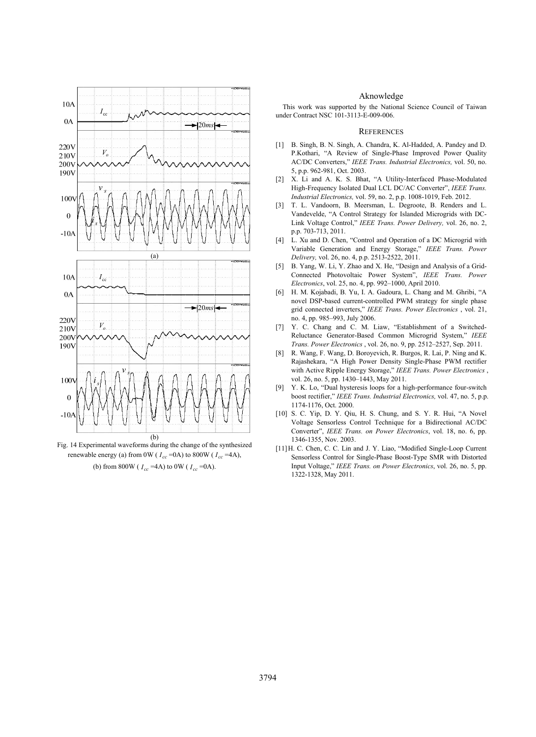10A
$I_{cc}$
0A
20ms
220V
210V
200V
190V
$V_o$
$v_s$
100V
0
$i_s$
-10A
(a)
10A
$I_{cc}$
0A
20ms
220V
210V
200V
190V
$V_o$
$v_s$
100V
$i_s$
0
-10A
(b)

Fig. 14 Experimental waveforms during the change of the synthesized renewable energy (a) from 0W ( $I_{cc}$ =0A) to 800W ( $I_{cc}$ =4A), (b) from 800W ( $I_{cc}$ =4A) to 0W ( $I_{cc}$ =0A).

## Aknowledge

This work was supported by the National Science Council of Taiwan under Contract NSC 101-3113-E-009-006.

## REFERENCES

[1] B. Singh, B. N. Singh, A. Chandra, K. Al-Hadded, A. Pandey and D. P.Kothari, "A Review of Single-Phase Improved Power Quality AC/DC Converters," *IEEE Trans. Industrial Electronics,* vol. 50, no. 5, p.p. 962-981, Oct. 2003.

[2] X. Li and A. K. S. Bhat, "A Utility-Interfaced Phase-Modulated High-Frequency Isolated Dual LCL DC/AC Converter", *IEEE Trans. Industrial Electronics,* vol. 59, no. 2, p.p. 1008-1019, Feb. 2012.

[3] T. L. Vandoorn, B. Meersman, L. Degroote, B. Renders and L. Vandevelde, "A Control Strategy for Islanded Microgrids with DC-Link Voltage Control," *IEEE Trans. Power Delivery,* vol. 26, no. 2, p.p. 703-713, 2011.

[4] L. Xu and D. Chen, "Control and Operation of a DC Microgrid with Variable Generation and Energy Storage," *IEEE Trans. Power Delivery,* vol. 26, no. 4, p.p. 2513-2522, 2011.

[5] B. Yang, W. Li, Y. Zhao and X. He, "Design and Analysis of a Grid-Connected Photovoltaic Power System", *IEEE Trans. Power Electronics*, vol. 25, no. 4, pp. 992–1000, April 2010.

[6] H. M. Kojabadi, B. Yu, I. A. Gadoura, L. Chang and M. Ghribi, "A novel DSP-based current-controlled PWM strategy for single phase grid connected inverters," *IEEE Trans. Power Electronics* , vol. 21, no. 4, pp. 985–993, July 2006.

[7] Y. C. Chang and C. M. Liaw, "Establishment of a Switched-Reluctance Generator-Based Common Microgrid System," *IEEE Trans. Power Electronics* , vol. 26, no. 9, pp. 2512–2527, Sep. 2011.

[8] R. Wang, F. Wang, D. Boroyevich, R. Burgos, R. Lai, P. Ning and K. Rajashekara, "A High Power Density Single-Phase PWM rectifier with Active Ripple Energy Storage," *IEEE Trans. Power Electronics* , vol. 26, no. 5, pp. 1430–1443, May 2011.

[9] Y. K. Lo, "Dual hysteresis loops for a high-performance four-switch boost rectifier," *IEEE Trans. Industrial Electronics,* vol. 47, no. 5, p.p. 1174-1176, Oct. 2000.

[10] S. C. Yip, D. Y. Qiu, H. S. Chung, and S. Y. R. Hui, "A Novel Voltage Sensorless Control Technique for a Bidirectional AC/DC Converter", *IEEE Trans. on Power Electronics*, vol. 18, no. 6, pp. 1346-1355, Nov. 2003.

[11] H. C. Chen, C. C. Lin and J. Y. Liao, "Modified Single-Loop Current Sensorless Control for Single-Phase Boost-Type SMR with Distorted Input Voltage," *IEEE Trans. on Power Electronics*, vol. 26, no. 5, pp. 1322-1328, May 2011.